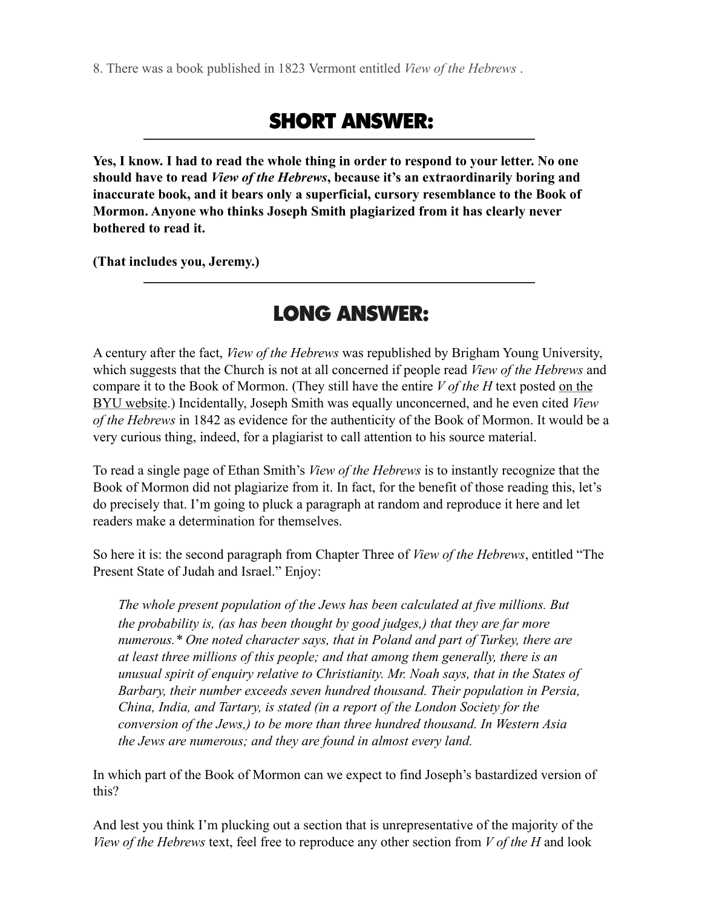8. There was a book published in 1823 Vermont entitled *View of the Hebrews* .

## SHORT ANSWER:

**Yes, I know. I had to read the whole thing in order to respond to your letter. No one should have to read *View of the Hebrews*, because it's an extraordinarily boring and inaccurate book, and it bears only a superficial, cursory resemblance to the Book of Mormon. Anyone who thinks Joseph Smith plagiarized from it has clearly never bothered to read it.**

**(That includes you, Jeremy.)**

## LONG ANSWER:

A century after the fact, *View of the Hebrews* was republished by Brigham Young University, which suggests that the Church is not at all concerned if people read *View of the Hebrews* and compare it to the Book of Mormon. (They still have the entire *V of the H* text posted on the BYU website.) Incidentally, Joseph Smith was equally unconcerned, and he even cited *View of the Hebrews* in 1842 as evidence for the authenticity of the Book of Mormon. It would be a very curious thing, indeed, for a plagiarist to call attention to his source material.

To read a single page of Ethan Smith's *View of the Hebrews* is to instantly recognize that the Book of Mormon did not plagiarize from it. In fact, for the benefit of those reading this, let's do precisely that. I'm going to pluck a paragraph at random and reproduce it here and let readers make a determination for themselves.

So here it is: the second paragraph from Chapter Three of *View of the Hebrews*, entitled "The Present State of Judah and Israel." Enjoy:

> *The whole present population of the Jews has been calculated at five millions. But the probability is, (as has been thought by good judges,) that they are far more numerous.* One noted character says, that in Poland and part of Turkey, there are at least three millions of this people; and that among them generally, there is an unusual spirit of enquiry relative to Christianity. Mr. Noah says, that in the States of Barbary, their number exceeds seven hundred thousand. Their population in Persia, China, India, and Tartary, is stated (in a report of the London Society for the conversion of the Jews,) to be more than three hundred thousand. In Western Asia the Jews are numerous; and they are found in almost every land.*

In which part of the Book of Mormon can we expect to find Joseph's bastardized version of this?

And lest you think I'm plucking out a section that is unrepresentative of the majority of the *View of the Hebrews* text, feel free to reproduce any other section from *V of the H* and look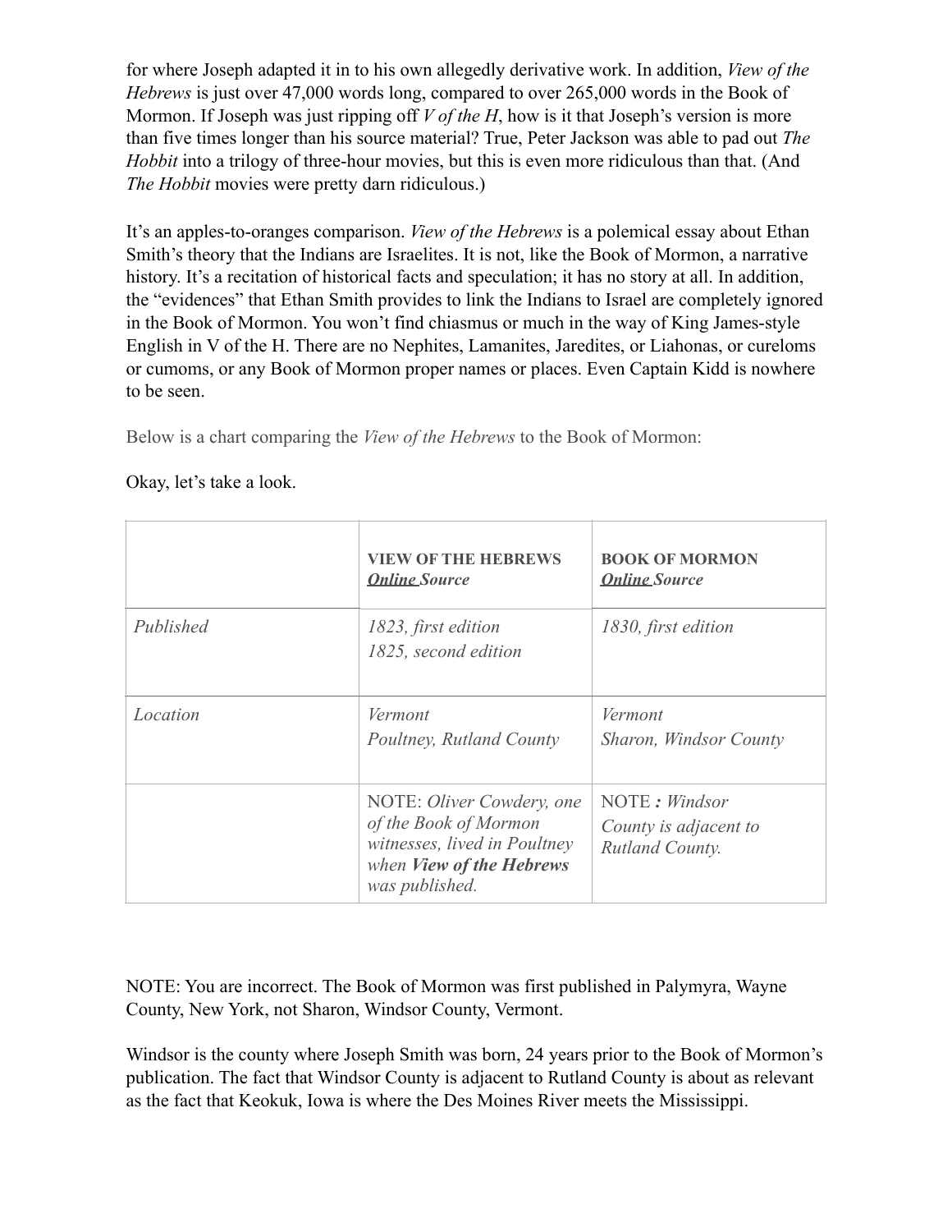for where Joseph adapted it in to his own allegedly derivative work. In addition, *View of the Hebrews* is just over 47,000 words long, compared to over 265,000 words in the Book of Mormon. If Joseph was just ripping off *V of the H*, how is it that Joseph's version is more than five times longer than his source material? True, Peter Jackson was able to pad out *The Hobbit* into a trilogy of three-hour movies, but this is even more ridiculous than that. (And *The Hobbit* movies were pretty darn ridiculous.)

It's an apples-to-oranges comparison. *View of the Hebrews* is a polemical essay about Ethan Smith's theory that the Indians are Israelites. It is not, like the Book of Mormon, a narrative history. It's a recitation of historical facts and speculation; it has no story at all. In addition, the "evidences" that Ethan Smith provides to link the Indians to Israel are completely ignored in the Book of Mormon. You won't find chiasmus or much in the way of King James-style English in V of the H. There are no Nephites, Lamanites, Jaredites, or Liahonas, or cureloms or cumoms, or any Book of Mormon proper names or places. Even Captain Kidd is nowhere to be seen.

Below is a chart comparing the *View of the Hebrews* to the Book of Mormon:

Okay, let's take a look.

| | **VIEW OF THE HEBREWS** ***Online Source*** | **BOOK OF MORMON** ***Online Source*** |
|---|---|---|
| *Published* | *1823, first edition*<br>*1825, second edition* | *1830, first edition* |
| *Location* | *Vermont*<br>*Poultney, Rutland County* | *Vermont*<br>*Sharon, Windsor County* |
| | NOTE: *Oliver Cowdery, one of the Book of Mormon witnesses, lived in Poultney when* ***View of the Hebrews*** *was published.* | NOTE ***:*** *Windsor County is adjacent to Rutland County.* |

NOTE: You are incorrect. The Book of Mormon was first published in Palymyra, Wayne County, New York, not Sharon, Windsor County, Vermont.

Windsor is the county where Joseph Smith was born, 24 years prior to the Book of Mormon's publication. The fact that Windsor County is adjacent to Rutland County is about as relevant as the fact that Keokuk, Iowa is where the Des Moines River meets the Mississippi.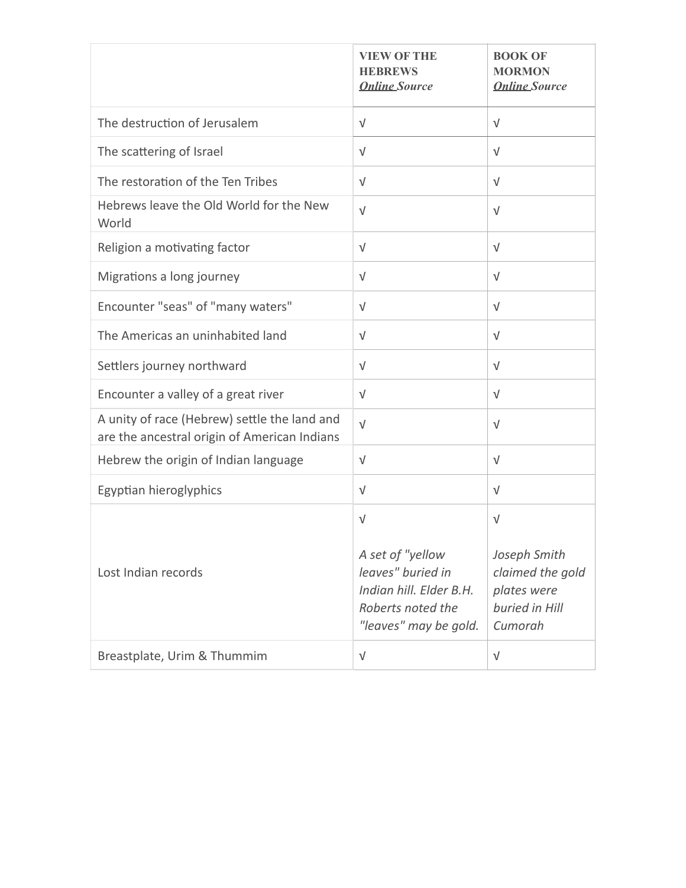| | VIEW OF THE HEBREWS *Online Source* | BOOK OF MORMON *Online Source* |
|---|---|---|
| The destruction of Jerusalem | √ | √ |
| The scattering of Israel | √ | √ |
| The restoration of the Ten Tribes | √ | √ |
| Hebrews leave the Old World for the New World | √ | √ |
| Religion a motivating factor | √ | √ |
| Migrations a long journey | √ | √ |
| Encounter "seas" of "many waters" | √ | √ |
| The Americas an uninhabited land | √ | √ |
| Settlers journey northward | √ | √ |
| Encounter a valley of a great river | √ | √ |
| A unity of race (Hebrew) settle the land and are the ancestral origin of American Indians | √ | √ |
| Hebrew the origin of Indian language | √ | √ |
| Egyptian hieroglyphics | √ | √ |
| Lost Indian records | √ *A set of "yellow leaves" buried in Indian hill. Elder B.H. Roberts noted the "leaves" may be gold.* | √ *Joseph Smith claimed the gold plates were buried in Hill Cumorah* |
| Breastplate, Urim & Thummim | √ | √ |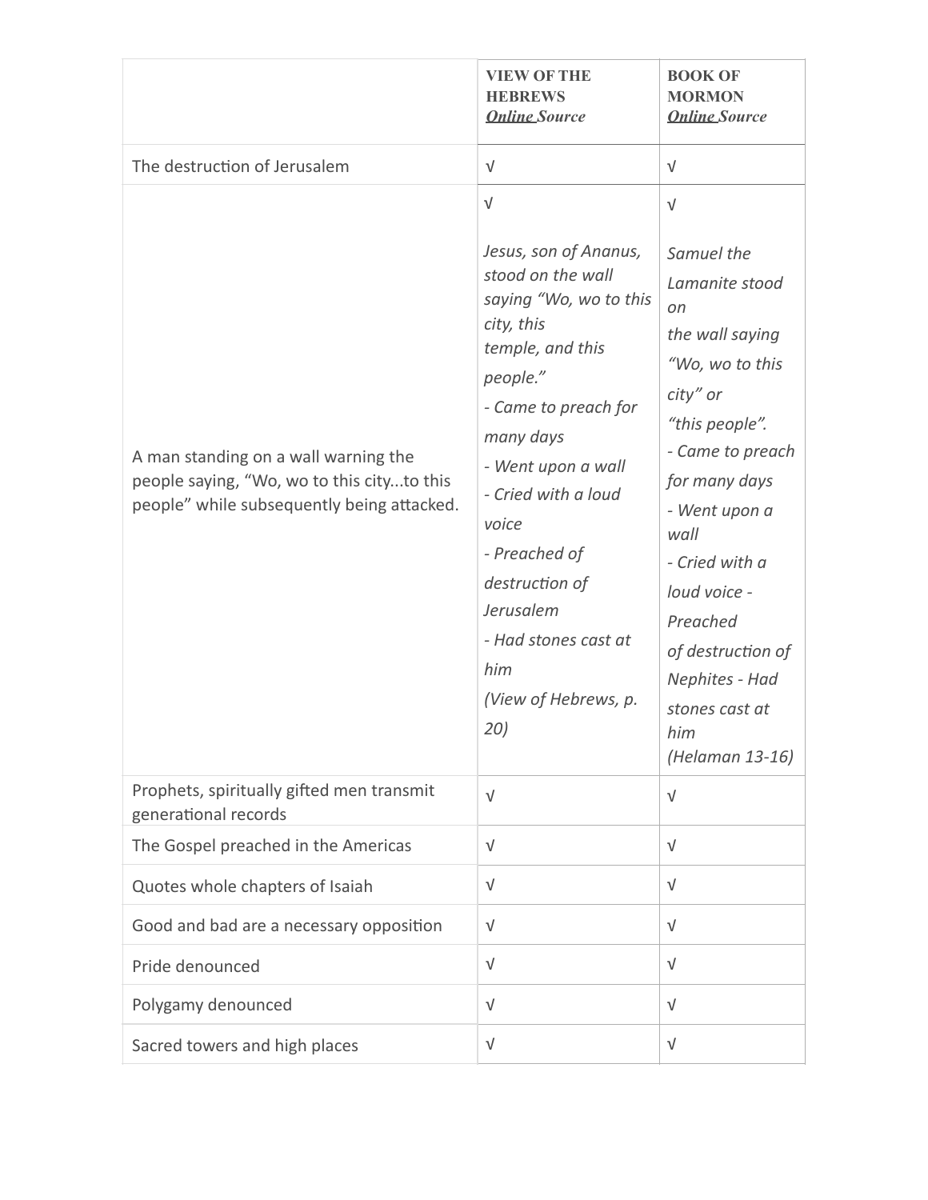| | VIEW OF THE HEBREWS *Online Source* | BOOK OF MORMON *Online Source* |
|---|---|---|
| The destruction of Jerusalem | √ | √ |
| A man standing on a wall warning the people saying, "Wo, wo to this city...to this people" while subsequently being attacked. | √<br><br>*Jesus, son of Ananus, stood on the wall saying "Wo, wo to this city, this temple, and this people."*<br>*- Came to preach for many days*<br>*- Went upon a wall*<br>*- Cried with a loud voice*<br>*- Preached of destruction of Jerusalem*<br>*- Had stones cast at him*<br>*(View of Hebrews, p. 20)* | √<br><br>*Samuel the Lamanite stood on the wall saying "Wo, wo to this city" or "this people".*<br>*- Came to preach for many days*<br>*- Went upon a wall*<br>*- Cried with a loud voice - Preached of destruction of Nephites - Had stones cast at him*<br>*(Helaman 13-16)* |
| Prophets, spiritually gifted men transmit generational records | √ | √ |
| The Gospel preached in the Americas | √ | √ |
| Quotes whole chapters of Isaiah | √ | √ |
| Good and bad are a necessary opposition | √ | √ |
| Pride denounced | √ | √ |
| Polygamy denounced | √ | √ |
| Sacred towers and high places | √ | √ |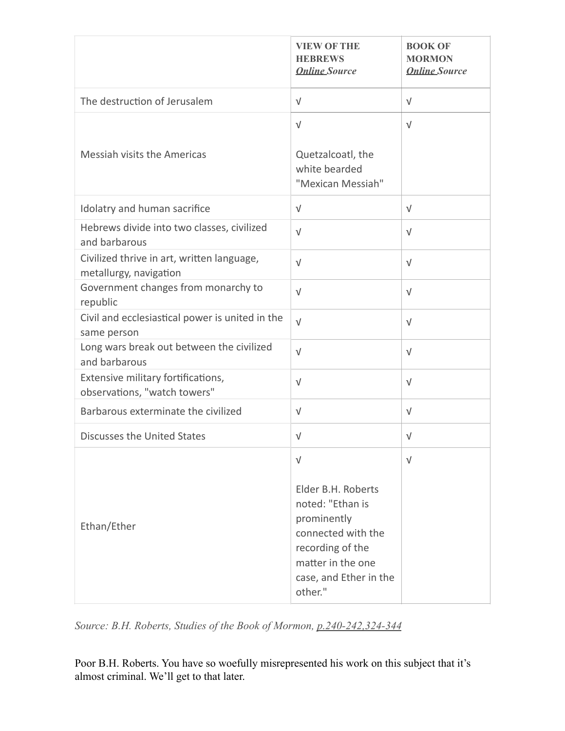| | VIEW OF THE HEBREWS *Online Source* | BOOK OF MORMON *Online Source* |
|---|---|---|
| The destruction of Jerusalem | √ | √ |
| Messiah visits the Americas | √ Quetzalcoatl, the white bearded "Mexican Messiah" | √ |
| Idolatry and human sacrifice | √ | √ |
| Hebrews divide into two classes, civilized and barbarous | √ | √ |
| Civilized thrive in art, written language, metallurgy, navigation | √ | √ |
| Government changes from monarchy to republic | √ | √ |
| Civil and ecclesiastical power is united in the same person | √ | √ |
| Long wars break out between the civilized and barbarous | √ | √ |
| Extensive military fortifications, observations, "watch towers" | √ | √ |
| Barbarous exterminate the civilized | √ | √ |
| Discusses the United States | √ | √ |
| Ethan/Ether | √ Elder B.H. Roberts noted: "Ethan is prominently connected with the recording of the matter in the one case, and Ether in the other." | √ |

*Source: B.H. Roberts, Studies of the Book of Mormon, p.240-242,324-344*

Poor B.H. Roberts. You have so woefully misrepresented his work on this subject that it's almost criminal. We'll get to that later.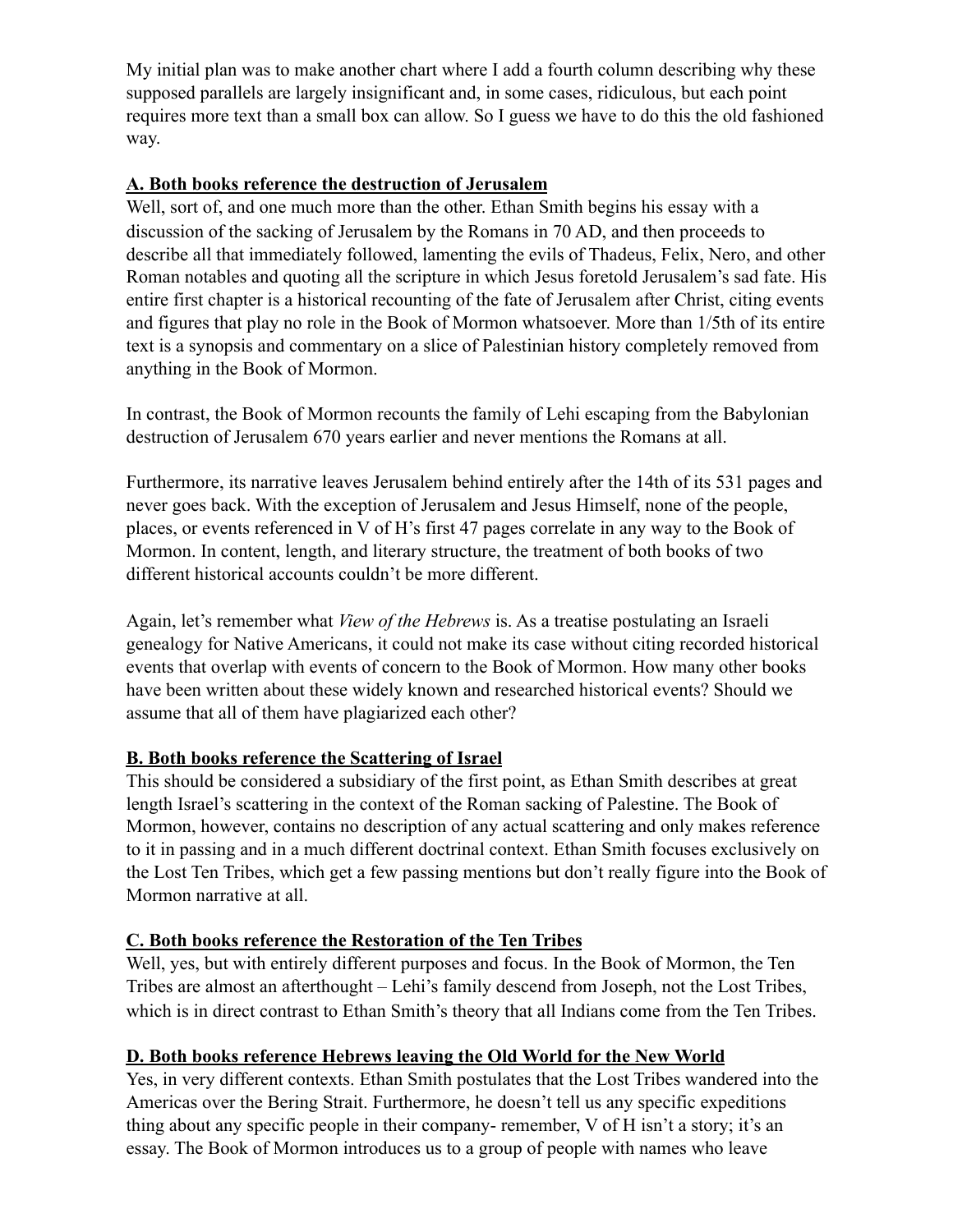My initial plan was to make another chart where I add a fourth column describing why these supposed parallels are largely insignificant and, in some cases, ridiculous, but each point requires more text than a small box can allow. So I guess we have to do this the old fashioned way.

**A. Both books reference the destruction of Jerusalem**

Well, sort of, and one much more than the other. Ethan Smith begins his essay with a discussion of the sacking of Jerusalem by the Romans in 70 AD, and then proceeds to describe all that immediately followed, lamenting the evils of Thadeus, Felix, Nero, and other Roman notables and quoting all the scripture in which Jesus foretold Jerusalem's sad fate. His entire first chapter is a historical recounting of the fate of Jerusalem after Christ, citing events and figures that play no role in the Book of Mormon whatsoever. More than 1/5th of its entire text is a synopsis and commentary on a slice of Palestinian history completely removed from anything in the Book of Mormon.

In contrast, the Book of Mormon recounts the family of Lehi escaping from the Babylonian destruction of Jerusalem 670 years earlier and never mentions the Romans at all.

Furthermore, its narrative leaves Jerusalem behind entirely after the 14th of its 531 pages and never goes back. With the exception of Jerusalem and Jesus Himself, none of the people, places, or events referenced in V of H's first 47 pages correlate in any way to the Book of Mormon. In content, length, and literary structure, the treatment of both books of two different historical accounts couldn't be more different.

Again, let's remember what *View of the Hebrews* is. As a treatise postulating an Israeli genealogy for Native Americans, it could not make its case without citing recorded historical events that overlap with events of concern to the Book of Mormon. How many other books have been written about these widely known and researched historical events? Should we assume that all of them have plagiarized each other?

**B. Both books reference the Scattering of Israel**

This should be considered a subsidiary of the first point, as Ethan Smith describes at great length Israel's scattering in the context of the Roman sacking of Palestine. The Book of Mormon, however, contains no description of any actual scattering and only makes reference to it in passing and in a much different doctrinal context. Ethan Smith focuses exclusively on the Lost Ten Tribes, which get a few passing mentions but don't really figure into the Book of Mormon narrative at all.

**C. Both books reference the Restoration of the Ten Tribes**

Well, yes, but with entirely different purposes and focus. In the Book of Mormon, the Ten Tribes are almost an afterthought – Lehi's family descend from Joseph, not the Lost Tribes, which is in direct contrast to Ethan Smith's theory that all Indians come from the Ten Tribes.

**D. Both books reference Hebrews leaving the Old World for the New World**

Yes, in very different contexts. Ethan Smith postulates that the Lost Tribes wandered into the Americas over the Bering Strait. Furthermore, he doesn't tell us any specific expeditions thing about any specific people in their company- remember, V of H isn't a story; it's an essay. The Book of Mormon introduces us to a group of people with names who leave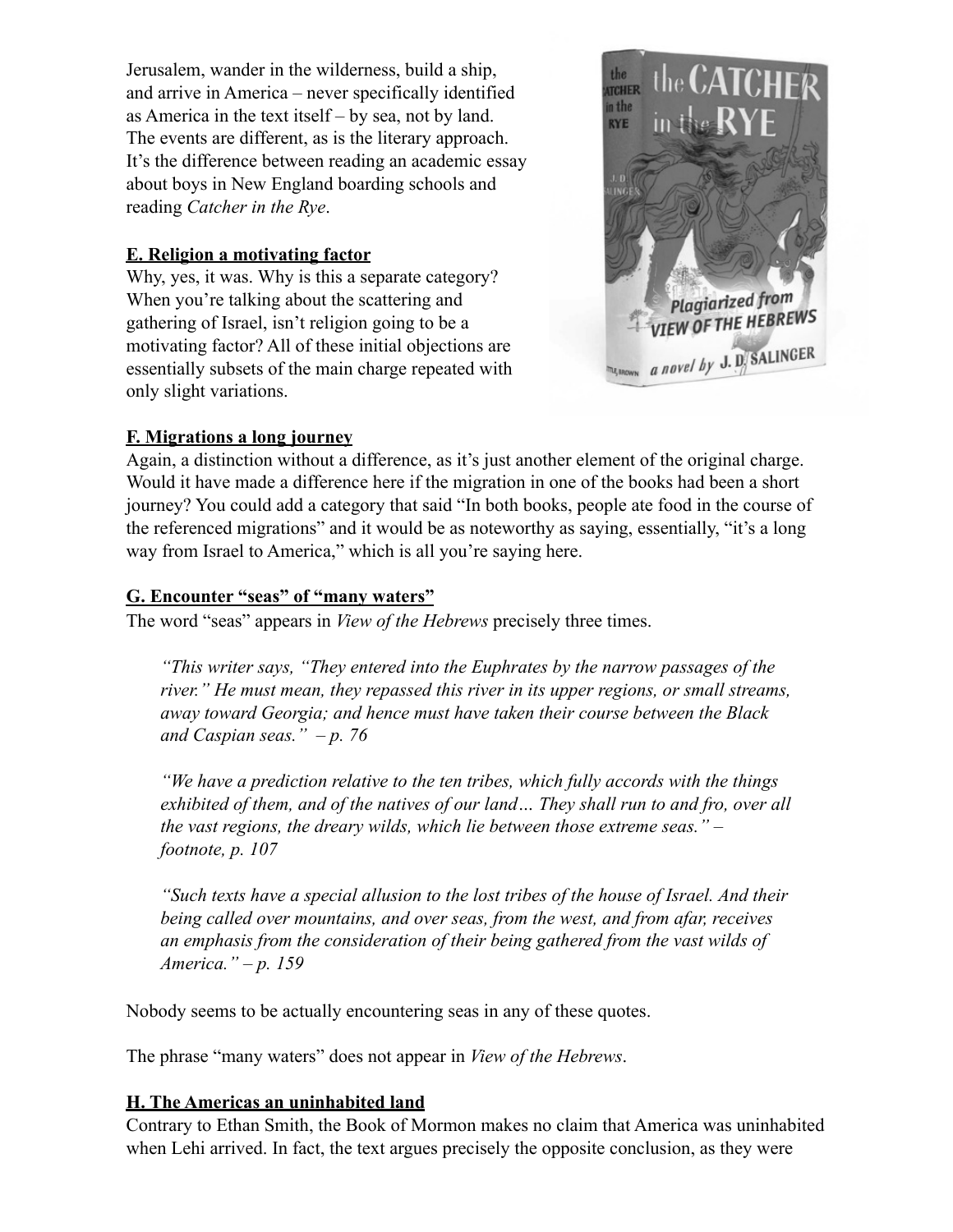Jerusalem, wander in the wilderness, build a ship, and arrive in America – never specifically identified as America in the text itself – by sea, not by land. The events are different, as is the literary approach. It's the difference between reading an academic essay about boys in New England boarding schools and reading *Catcher in the Rye*.

**E. Religion a motivating factor**

Why, yes, it was. Why is this a separate category? When you're talking about the scattering and gathering of Israel, isn't religion going to be a motivating factor? All of these initial objections are essentially subsets of the main charge repeated with only slight variations.

**F. Migrations a long journey**

Again, a distinction without a difference, as it's just another element of the original charge. Would it have made a difference here if the migration in one of the books had been a short journey? You could add a category that said "In both books, people ate food in the course of the referenced migrations" and it would be as noteworthy as saying, essentially, "it's a long way from Israel to America," which is all you're saying here.

**G. Encounter "seas" of "many waters"**

The word "seas" appears in *View of the Hebrews* precisely three times.

> *"This writer says, "They entered into the Euphrates by the narrow passages of the river." He must mean, they repassed this river in its upper regions, or small streams, away toward Georgia; and hence must have taken their course between the Black and Caspian seas." – p. 76*

> *"We have a prediction relative to the ten tribes, which fully accords with the things exhibited of them, and of the natives of our land… They shall run to and fro, over all the vast regions, the dreary wilds, which lie between those extreme seas." – footnote, p. 107*

> *"Such texts have a special allusion to the lost tribes of the house of Israel. And their being called over mountains, and over seas, from the west, and from afar, receives an emphasis from the consideration of their being gathered from the vast wilds of America." – p. 159*

Nobody seems to be actually encountering seas in any of these quotes.

The phrase "many waters" does not appear in *View of the Hebrews*.

**H. The Americas an uninhabited land**

Contrary to Ethan Smith, the Book of Mormon makes no claim that America was uninhabited when Lehi arrived. In fact, the text argues precisely the opposite conclusion, as they were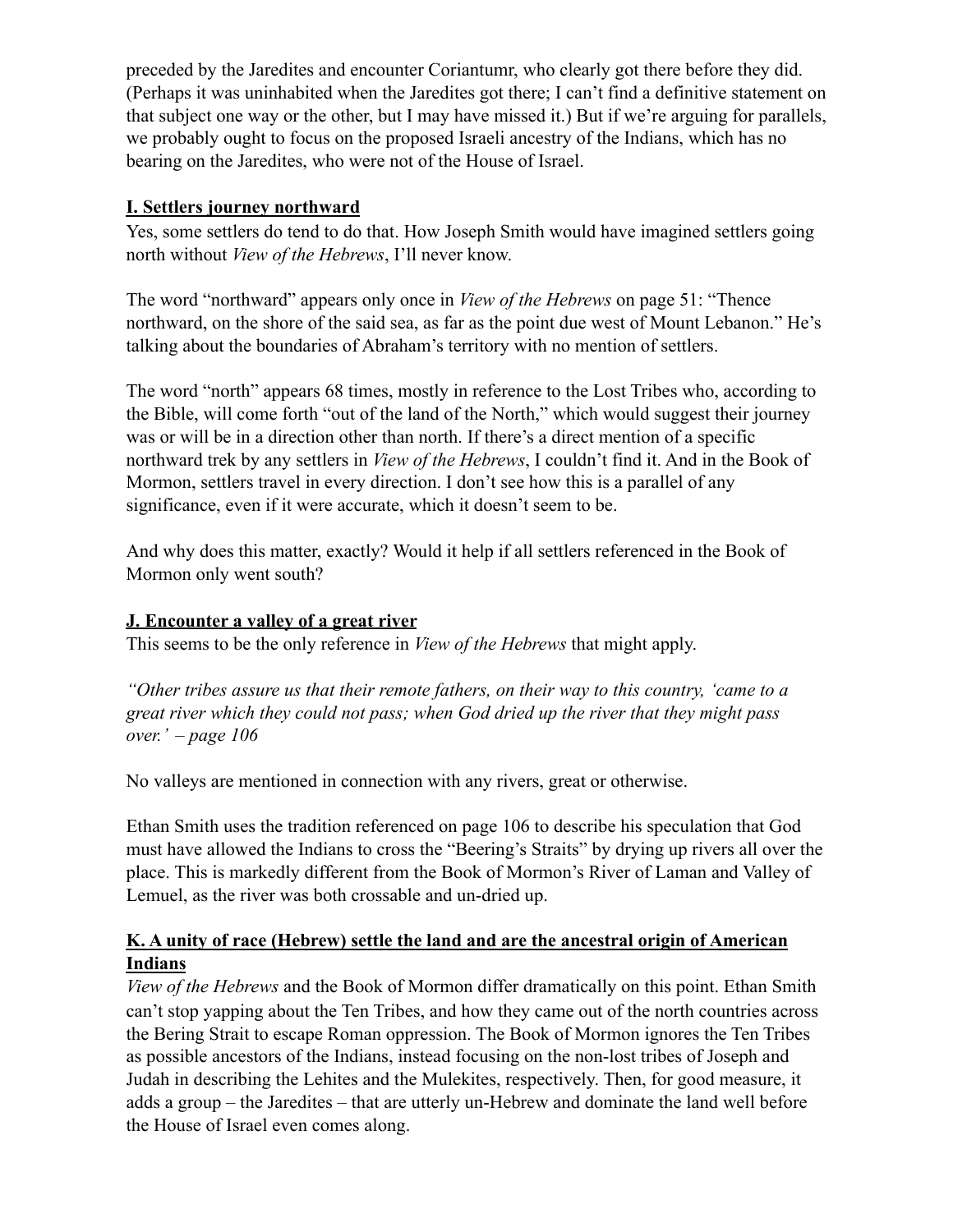preceded by the Jaredites and encounter Coriantumr, who clearly got there before they did. (Perhaps it was uninhabited when the Jaredites got there; I can't find a definitive statement on that subject one way or the other, but I may have missed it.) But if we're arguing for parallels, we probably ought to focus on the proposed Israeli ancestry of the Indians, which has no bearing on the Jaredites, who were not of the House of Israel.

### I. Settlers journey northward

Yes, some settlers do tend to do that. How Joseph Smith would have imagined settlers going north without *View of the Hebrews*, I'll never know.

The word "northward" appears only once in *View of the Hebrews* on page 51: "Thence northward, on the shore of the said sea, as far as the point due west of Mount Lebanon." He's talking about the boundaries of Abraham's territory with no mention of settlers.

The word "north" appears 68 times, mostly in reference to the Lost Tribes who, according to the Bible, will come forth "out of the land of the North," which would suggest their journey was or will be in a direction other than north. If there's a direct mention of a specific northward trek by any settlers in *View of the Hebrews*, I couldn't find it. And in the Book of Mormon, settlers travel in every direction. I don't see how this is a parallel of any significance, even if it were accurate, which it doesn't seem to be.

And why does this matter, exactly? Would it help if all settlers referenced in the Book of Mormon only went south?

### J. Encounter a valley of a great river

This seems to be the only reference in *View of the Hebrews* that might apply.

*"Other tribes assure us that their remote fathers, on their way to this country, 'came to a great river which they could not pass; when God dried up the river that they might pass over.' – page 106*

No valleys are mentioned in connection with any rivers, great or otherwise.

Ethan Smith uses the tradition referenced on page 106 to describe his speculation that God must have allowed the Indians to cross the "Beering's Straits" by drying up rivers all over the place. This is markedly different from the Book of Mormon's River of Laman and Valley of Lemuel, as the river was both crossable and un-dried up.

### K. A unity of race (Hebrew) settle the land and are the ancestral origin of American Indians

*View of the Hebrews* and the Book of Mormon differ dramatically on this point. Ethan Smith can't stop yapping about the Ten Tribes, and how they came out of the north countries across the Bering Strait to escape Roman oppression. The Book of Mormon ignores the Ten Tribes as possible ancestors of the Indians, instead focusing on the non-lost tribes of Joseph and Judah in describing the Lehites and the Mulekites, respectively. Then, for good measure, it adds a group – the Jaredites – that are utterly un-Hebrew and dominate the land well before the House of Israel even comes along.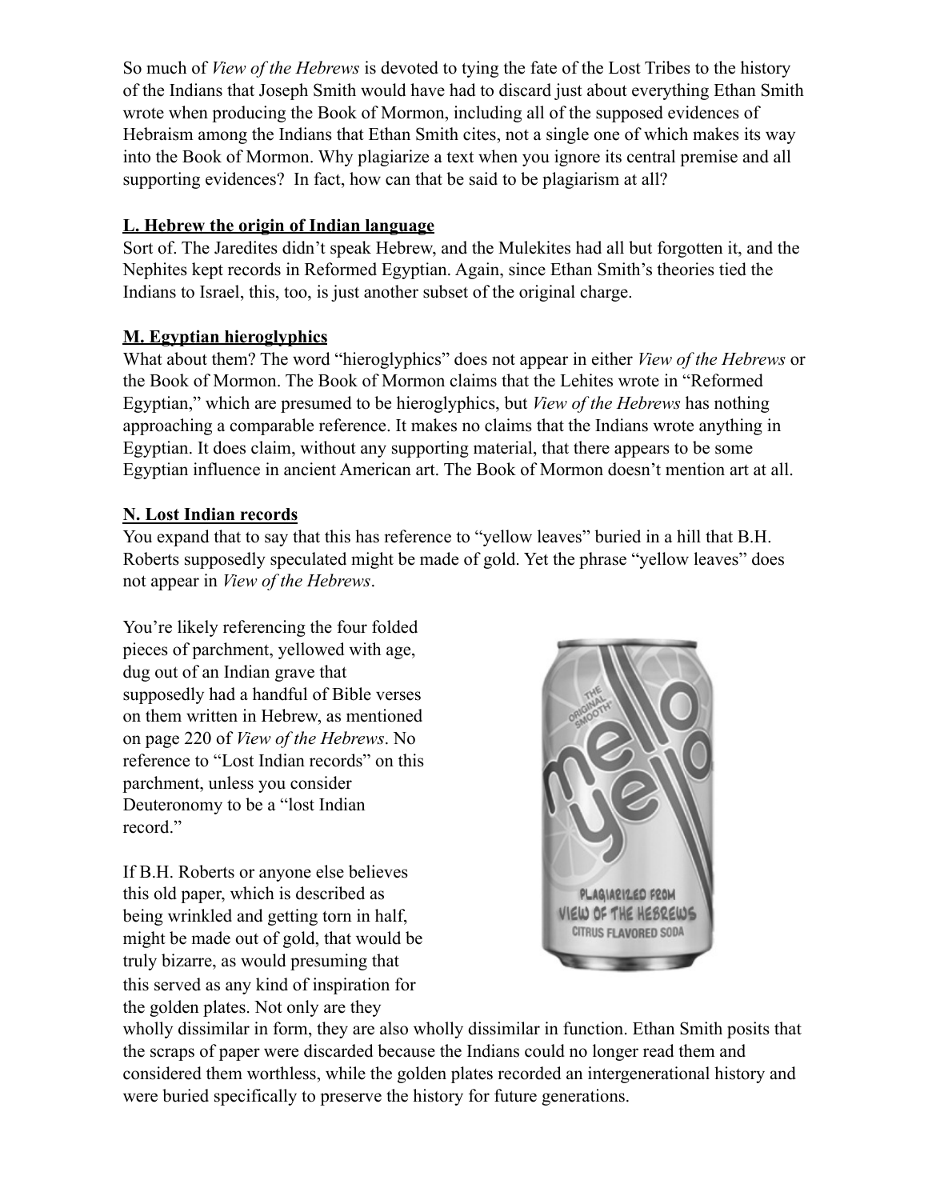So much of *View of the Hebrews* is devoted to tying the fate of the Lost Tribes to the history of the Indians that Joseph Smith would have had to discard just about everything Ethan Smith wrote when producing the Book of Mormon, including all of the supposed evidences of Hebraism among the Indians that Ethan Smith cites, not a single one of which makes its way into the Book of Mormon. Why plagiarize a text when you ignore its central premise and all supporting evidences? In fact, how can that be said to be plagiarism at all?

**L. Hebrew the origin of Indian language**

Sort of. The Jaredites didn't speak Hebrew, and the Mulekites had all but forgotten it, and the Nephites kept records in Reformed Egyptian. Again, since Ethan Smith's theories tied the Indians to Israel, this, too, is just another subset of the original charge.

**M. Egyptian hieroglyphics**

What about them? The word "hieroglyphics" does not appear in either *View of the Hebrews* or the Book of Mormon. The Book of Mormon claims that the Lehites wrote in "Reformed Egyptian," which are presumed to be hieroglyphics, but *View of the Hebrews* has nothing approaching a comparable reference. It makes no claims that the Indians wrote anything in Egyptian. It does claim, without any supporting material, that there appears to be some Egyptian influence in ancient American art. The Book of Mormon doesn't mention art at all.

**N. Lost Indian records**

You expand that to say that this has reference to "yellow leaves" buried in a hill that B.H. Roberts supposedly speculated might be made of gold. Yet the phrase "yellow leaves" does not appear in *View of the Hebrews*.

You're likely referencing the four folded pieces of parchment, yellowed with age, dug out of an Indian grave that supposedly had a handful of Bible verses on them written in Hebrew, as mentioned on page 220 of *View of the Hebrews*. No reference to "Lost Indian records" on this parchment, unless you consider Deuteronomy to be a "lost Indian record."

If B.H. Roberts or anyone else believes this old paper, which is described as being wrinkled and getting torn in half, might be made out of gold, that would be truly bizarre, as would presuming that this served as any kind of inspiration for the golden plates. Not only are they wholly dissimilar in form, they are also wholly dissimilar in function. Ethan Smith posits that the scraps of paper were discarded because the Indians could no longer read them and considered them worthless, while the golden plates recorded an intergenerational history and were buried specifically to preserve the history for future generations.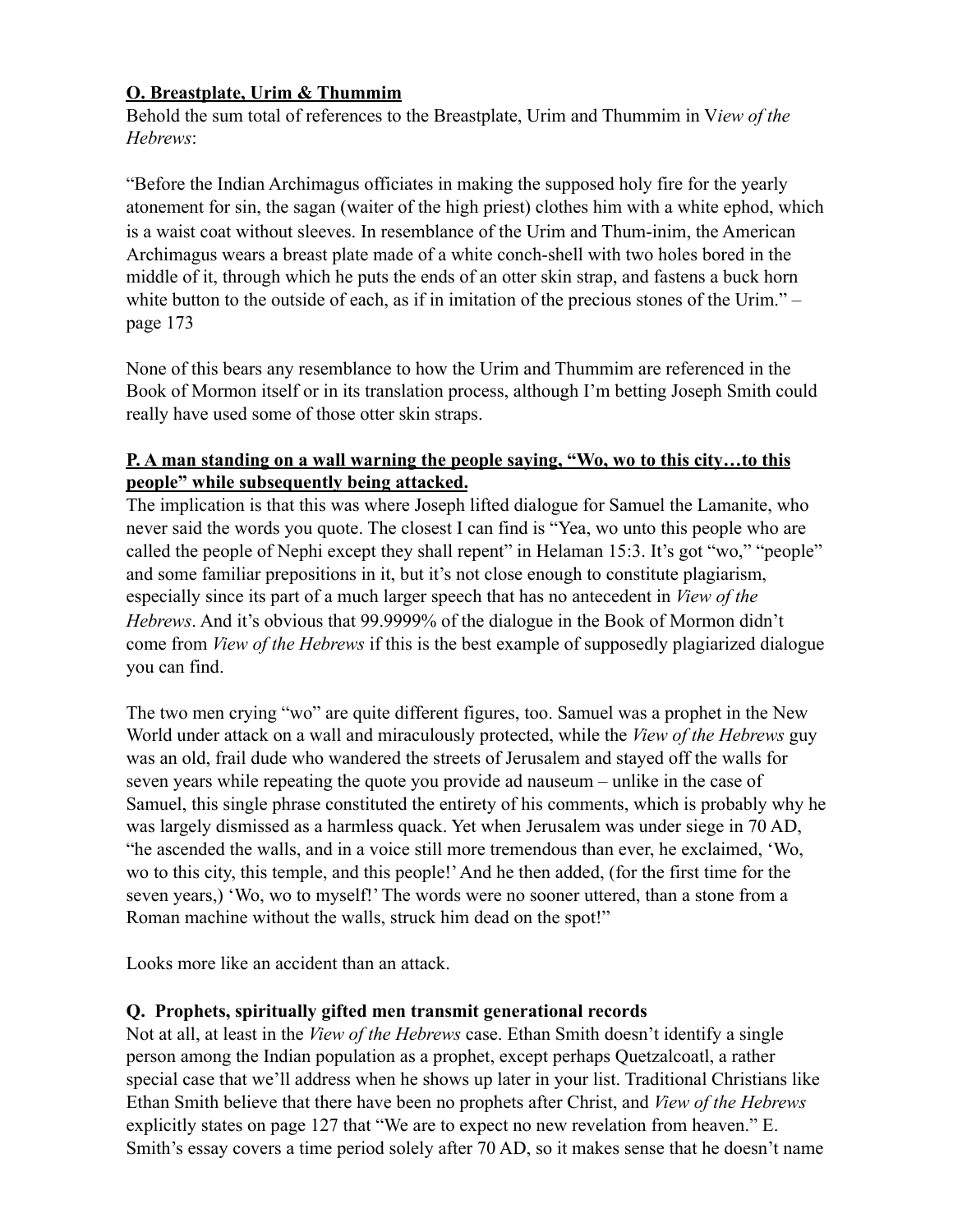**O. Breastplate, Urim & Thummim**

Behold the sum total of references to the Breastplate, Urim and Thummim in V*iew of the Hebrews*:

"Before the Indian Archimagus officiates in making the supposed holy fire for the yearly atonement for sin, the sagan (waiter of the high priest) clothes him with a white ephod, which is a waist coat without sleeves. In resemblance of the Urim and Thum-inim, the American Archimagus wears a breast plate made of a white conch-shell with two holes bored in the middle of it, through which he puts the ends of an otter skin strap, and fastens a buck horn white button to the outside of each, as if in imitation of the precious stones of the Urim." – page 173

None of this bears any resemblance to how the Urim and Thummim are referenced in the Book of Mormon itself or in its translation process, although I'm betting Joseph Smith could really have used some of those otter skin straps.

**P. A man standing on a wall warning the people saying, "Wo, wo to this city…to this people" while subsequently being attacked.**

The implication is that this was where Joseph lifted dialogue for Samuel the Lamanite, who never said the words you quote. The closest I can find is "Yea, wo unto this people who are called the people of Nephi except they shall repent" in Helaman 15:3. It's got "wo," "people" and some familiar prepositions in it, but it's not close enough to constitute plagiarism, especially since its part of a much larger speech that has no antecedent in *View of the Hebrews*. And it's obvious that 99.9999% of the dialogue in the Book of Mormon didn't come from *View of the Hebrews* if this is the best example of supposedly plagiarized dialogue you can find.

The two men crying "wo" are quite different figures, too. Samuel was a prophet in the New World under attack on a wall and miraculously protected, while the *View of the Hebrews* guy was an old, frail dude who wandered the streets of Jerusalem and stayed off the walls for seven years while repeating the quote you provide ad nauseum – unlike in the case of Samuel, this single phrase constituted the entirety of his comments, which is probably why he was largely dismissed as a harmless quack. Yet when Jerusalem was under siege in 70 AD, "he ascended the walls, and in a voice still more tremendous than ever, he exclaimed, 'Wo, wo to this city, this temple, and this people!' And he then added, (for the first time for the seven years,) 'Wo, wo to myself!' The words were no sooner uttered, than a stone from a Roman machine without the walls, struck him dead on the spot!"

Looks more like an accident than an attack.

**Q. Prophets, spiritually gifted men transmit generational records**

Not at all, at least in the *View of the Hebrews* case. Ethan Smith doesn't identify a single person among the Indian population as a prophet, except perhaps Quetzalcoatl, a rather special case that we'll address when he shows up later in your list. Traditional Christians like Ethan Smith believe that there have been no prophets after Christ, and *View of the Hebrews* explicitly states on page 127 that "We are to expect no new revelation from heaven." E. Smith's essay covers a time period solely after 70 AD, so it makes sense that he doesn't name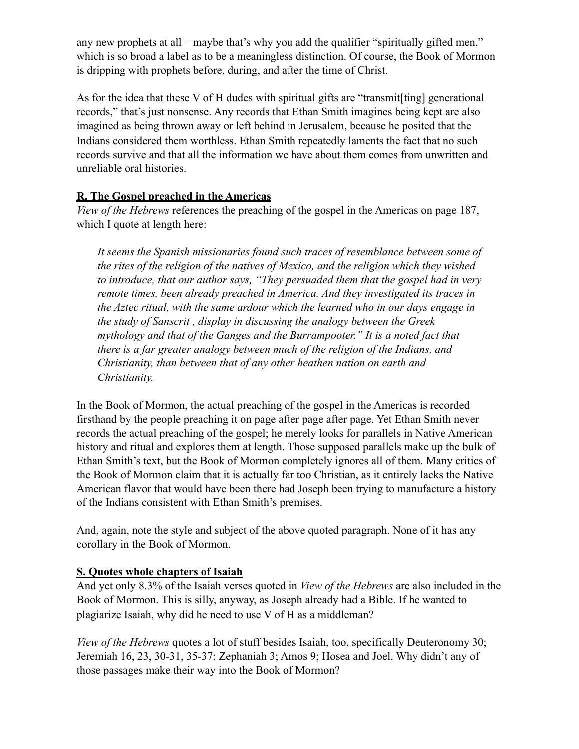any new prophets at all – maybe that's why you add the qualifier "spiritually gifted men," which is so broad a label as to be a meaningless distinction. Of course, the Book of Mormon is dripping with prophets before, during, and after the time of Christ.

As for the idea that these V of H dudes with spiritual gifts are "transmit[ting] generational records," that's just nonsense. Any records that Ethan Smith imagines being kept are also imagined as being thrown away or left behind in Jerusalem, because he posited that the Indians considered them worthless. Ethan Smith repeatedly laments the fact that no such records survive and that all the information we have about them comes from unwritten and unreliable oral histories.

**R. The Gospel preached in the Americas**

*View of the Hebrews* references the preaching of the gospel in the Americas on page 187, which I quote at length here:

> *It seems the Spanish missionaries found such traces of resemblance between some of the rites of the religion of the natives of Mexico, and the religion which they wished to introduce, that our author says, "They persuaded them that the gospel had in very remote times, been already preached in America. And they investigated its traces in the Aztec ritual, with the same ardour which the learned who in our days engage in the study of Sanscrit , display in discussing the analogy between the Greek mythology and that of the Ganges and the Burrampooter." It is a noted fact that there is a far greater analogy between much of the religion of the Indians, and Christianity, than between that of any other heathen nation on earth and Christianity.*

In the Book of Mormon, the actual preaching of the gospel in the Americas is recorded firsthand by the people preaching it on page after page after page. Yet Ethan Smith never records the actual preaching of the gospel; he merely looks for parallels in Native American history and ritual and explores them at length. Those supposed parallels make up the bulk of Ethan Smith's text, but the Book of Mormon completely ignores all of them. Many critics of the Book of Mormon claim that it is actually far too Christian, as it entirely lacks the Native American flavor that would have been there had Joseph been trying to manufacture a history of the Indians consistent with Ethan Smith's premises.

And, again, note the style and subject of the above quoted paragraph. None of it has any corollary in the Book of Mormon.

**S. Quotes whole chapters of Isaiah**

And yet only 8.3% of the Isaiah verses quoted in *View of the Hebrews* are also included in the Book of Mormon. This is silly, anyway, as Joseph already had a Bible. If he wanted to plagiarize Isaiah, why did he need to use V of H as a middleman?

*View of the Hebrews* quotes a lot of stuff besides Isaiah, too, specifically Deuteronomy 30; Jeremiah 16, 23, 30-31, 35-37; Zephaniah 3; Amos 9; Hosea and Joel. Why didn't any of those passages make their way into the Book of Mormon?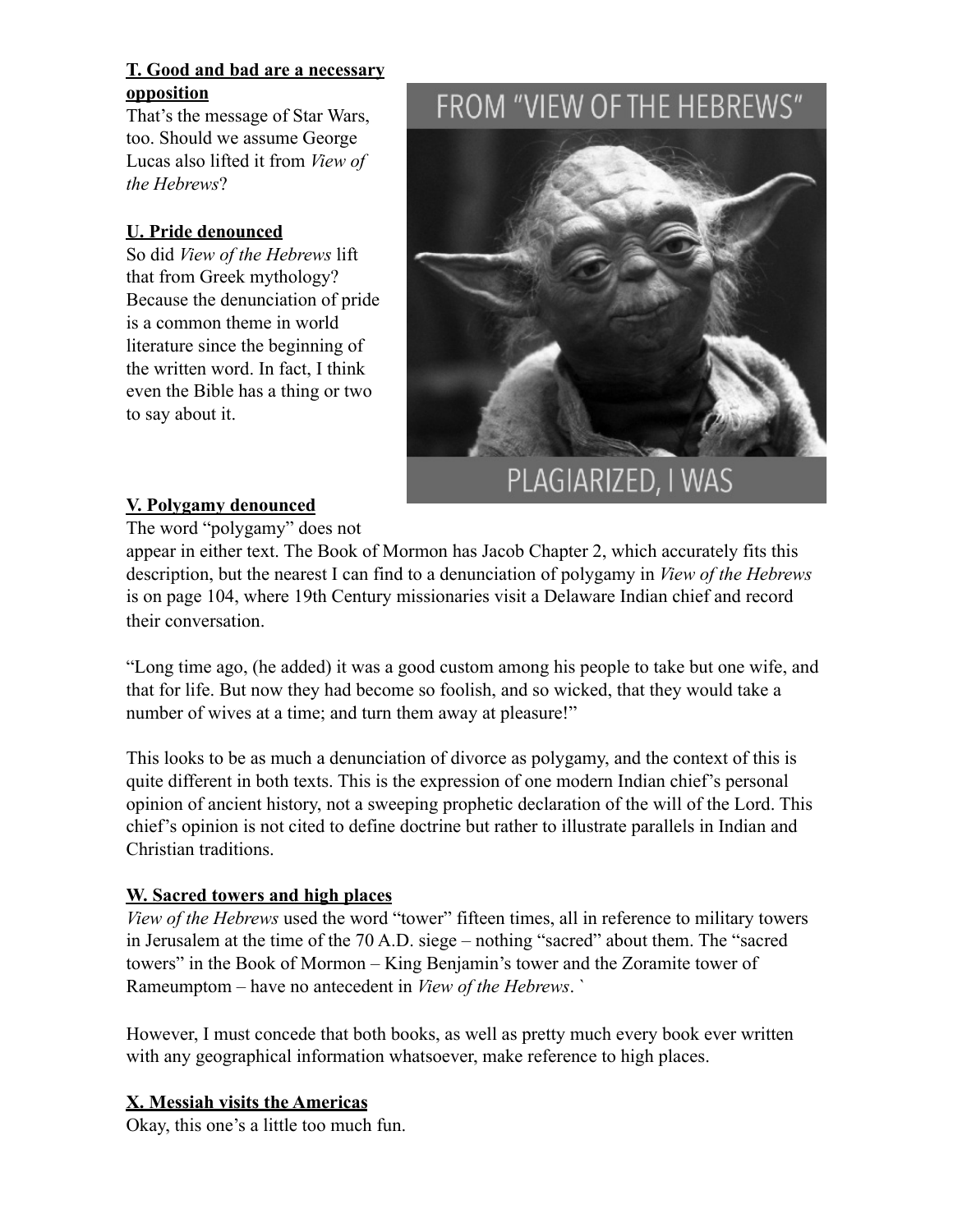**T. Good and bad are a necessary opposition**

That's the message of Star Wars, too. Should we assume George Lucas also lifted it from *View of the Hebrews*?

**U. Pride denounced**

So did *View of the Hebrews* lift that from Greek mythology? Because the denunciation of pride is a common theme in world literature since the beginning of the written word. In fact, I think even the Bible has a thing or two to say about it.

**V. Polygamy denounced**

The word "polygamy" does not appear in either text. The Book of Mormon has Jacob Chapter 2, which accurately fits this description, but the nearest I can find to a denunciation of polygamy in *View of the Hebrews* is on page 104, where 19th Century missionaries visit a Delaware Indian chief and record their conversation.

"Long time ago, (he added) it was a good custom among his people to take but one wife, and that for life. But now they had become so foolish, and so wicked, that they would take a number of wives at a time; and turn them away at pleasure!"

This looks to be as much a denunciation of divorce as polygamy, and the context of this is quite different in both texts. This is the expression of one modern Indian chief's personal opinion of ancient history, not a sweeping prophetic declaration of the will of the Lord. This chief's opinion is not cited to define doctrine but rather to illustrate parallels in Indian and Christian traditions.

**W. Sacred towers and high places**

*View of the Hebrews* used the word "tower" fifteen times, all in reference to military towers in Jerusalem at the time of the 70 A.D. siege – nothing "sacred" about them. The "sacred towers" in the Book of Mormon – King Benjamin's tower and the Zoramite tower of Rameumptom – have no antecedent in *View of the Hebrews*. `

However, I must concede that both books, as well as pretty much every book ever written with any geographical information whatsoever, make reference to high places.

**X. Messiah visits the Americas**

Okay, this one's a little too much fun.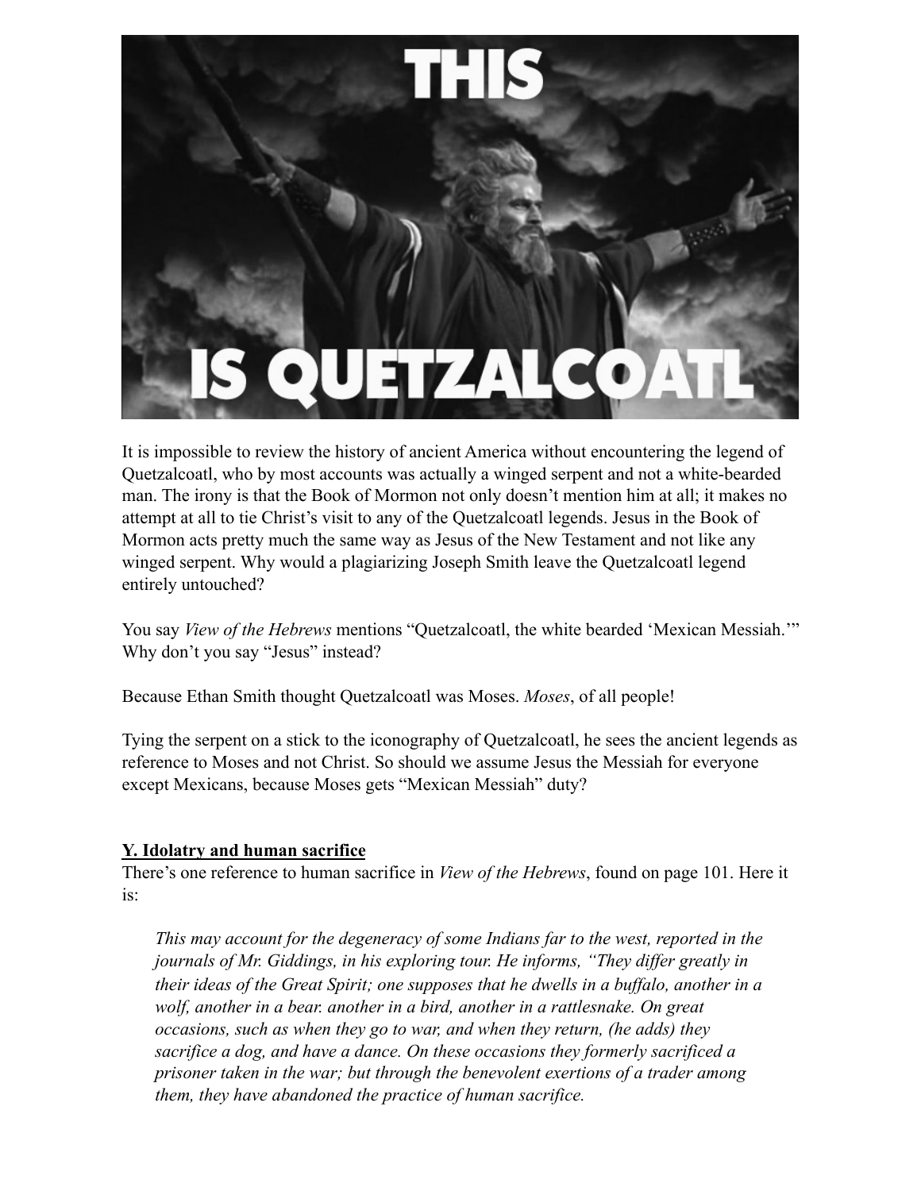It is impossible to review the history of ancient America without encountering the legend of Quetzalcoatl, who by most accounts was actually a winged serpent and not a white-bearded man. The irony is that the Book of Mormon not only doesn't mention him at all; it makes no attempt at all to tie Christ's visit to any of the Quetzalcoatl legends. Jesus in the Book of Mormon acts pretty much the same way as Jesus of the New Testament and not like any winged serpent. Why would a plagiarizing Joseph Smith leave the Quetzalcoatl legend entirely untouched?

You say *View of the Hebrews* mentions "Quetzalcoatl, the white bearded 'Mexican Messiah.'" Why don't you say "Jesus" instead?

Because Ethan Smith thought Quetzalcoatl was Moses. *Moses*, of all people!

Tying the serpent on a stick to the iconography of Quetzalcoatl, he sees the ancient legends as reference to Moses and not Christ. So should we assume Jesus the Messiah for everyone except Mexicans, because Moses gets "Mexican Messiah" duty?

## **Y. Idolatry and human sacrifice**

There's one reference to human sacrifice in *View of the Hebrews*, found on page 101. Here it is:

> *This may account for the degeneracy of some Indians far to the west, reported in the journals of Mr. Giddings, in his exploring tour. He informs, "They differ greatly in their ideas of the Great Spirit; one supposes that he dwells in a buffalo, another in a wolf, another in a bear. another in a bird, another in a rattlesnake. On great occasions, such as when they go to war, and when they return, (he adds) they sacrifice a dog, and have a dance. On these occasions they formerly sacrificed a prisoner taken in the war; but through the benevolent exertions of a trader among them, they have abandoned the practice of human sacrifice.*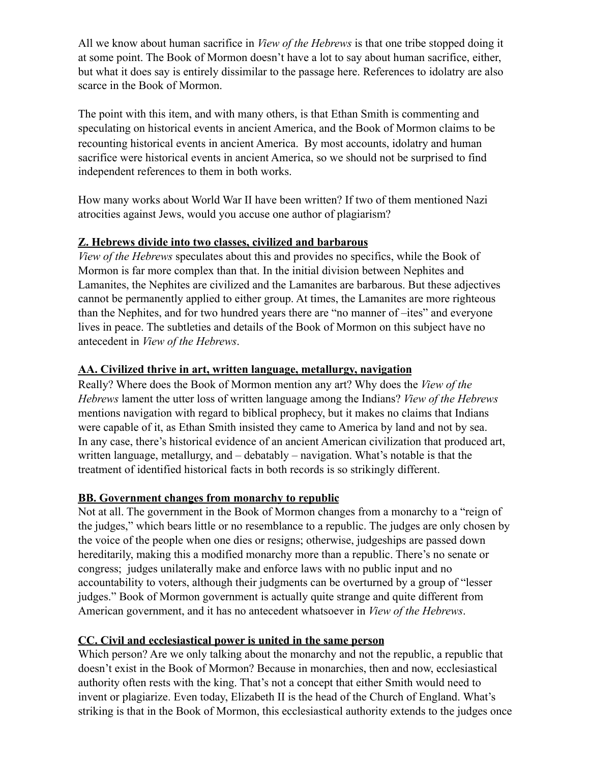All we know about human sacrifice in *View of the Hebrews* is that one tribe stopped doing it at some point. The Book of Mormon doesn't have a lot to say about human sacrifice, either, but what it does say is entirely dissimilar to the passage here. References to idolatry are also scarce in the Book of Mormon.

The point with this item, and with many others, is that Ethan Smith is commenting and speculating on historical events in ancient America, and the Book of Mormon claims to be recounting historical events in ancient America. By most accounts, idolatry and human sacrifice were historical events in ancient America, so we should not be surprised to find independent references to them in both works.

How many works about World War II have been written? If two of them mentioned Nazi atrocities against Jews, would you accuse one author of plagiarism?

**Z. Hebrews divide into two classes, civilized and barbarous**

*View of the Hebrews* speculates about this and provides no specifics, while the Book of Mormon is far more complex than that. In the initial division between Nephites and Lamanites, the Nephites are civilized and the Lamanites are barbarous. But these adjectives cannot be permanently applied to either group. At times, the Lamanites are more righteous than the Nephites, and for two hundred years there are "no manner of –ites" and everyone lives in peace. The subtleties and details of the Book of Mormon on this subject have no antecedent in *View of the Hebrews*.

**AA. Civilized thrive in art, written language, metallurgy, navigation**

Really? Where does the Book of Mormon mention any art? Why does the *View of the Hebrews* lament the utter loss of written language among the Indians? *View of the Hebrews* mentions navigation with regard to biblical prophecy, but it makes no claims that Indians were capable of it, as Ethan Smith insisted they came to America by land and not by sea. In any case, there's historical evidence of an ancient American civilization that produced art, written language, metallurgy, and – debatably – navigation. What's notable is that the treatment of identified historical facts in both records is so strikingly different.

**BB. Government changes from monarchy to republic**

Not at all. The government in the Book of Mormon changes from a monarchy to a "reign of the judges," which bears little or no resemblance to a republic. The judges are only chosen by the voice of the people when one dies or resigns; otherwise, judgeships are passed down hereditarily, making this a modified monarchy more than a republic. There's no senate or congress; judges unilaterally make and enforce laws with no public input and no accountability to voters, although their judgments can be overturned by a group of "lesser judges." Book of Mormon government is actually quite strange and quite different from American government, and it has no antecedent whatsoever in *View of the Hebrews*.

**CC. Civil and ecclesiastical power is united in the same person**

Which person? Are we only talking about the monarchy and not the republic, a republic that doesn't exist in the Book of Mormon? Because in monarchies, then and now, ecclesiastical authority often rests with the king. That's not a concept that either Smith would need to invent or plagiarize. Even today, Elizabeth II is the head of the Church of England. What's striking is that in the Book of Mormon, this ecclesiastical authority extends to the judges once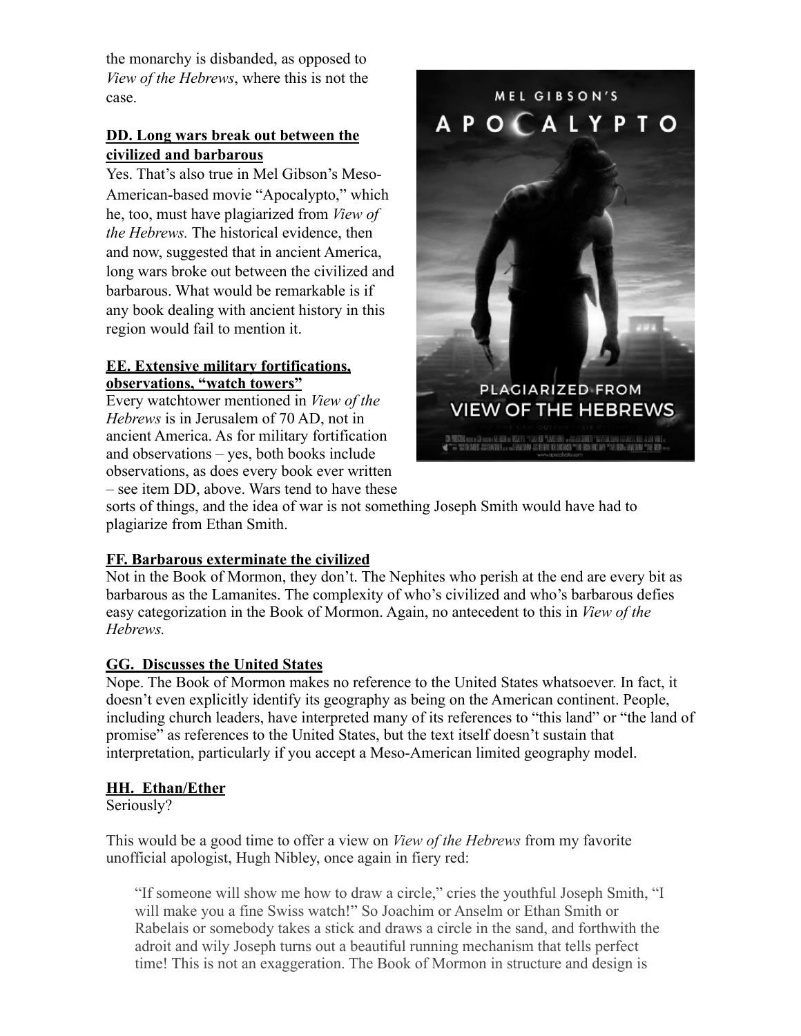the monarchy is disbanded, as opposed to *View of the Hebrews*, where this is not the case.

**DD. Long wars break out between the civilized and barbarous**

Yes. That's also true in Mel Gibson's Meso-American-based movie "Apocalypto," which he, too, must have plagiarized from *View of the Hebrews.* The historical evidence, then and now, suggested that in ancient America, long wars broke out between the civilized and barbarous. What would be remarkable is if any book dealing with ancient history in this region would fail to mention it.

**EE. Extensive military fortifications, observations, "watch towers"**

Every watchtower mentioned in *View of the Hebrews* is in Jerusalem of 70 AD, not in ancient America. As for military fortification and observations – yes, both books include observations, as does every book ever written – see item DD, above. Wars tend to have these sorts of things, and the idea of war is not something Joseph Smith would have had to plagiarize from Ethan Smith.

**FF. Barbarous exterminate the civilized**

Not in the Book of Mormon, they don't. The Nephites who perish at the end are every bit as barbarous as the Lamanites. The complexity of who's civilized and who's barbarous defies easy categorization in the Book of Mormon. Again, no antecedent to this in *View of the Hebrews.*

**GG. Discusses the United States**

Nope. The Book of Mormon makes no reference to the United States whatsoever. In fact, it doesn't even explicitly identify its geography as being on the American continent. People, including church leaders, have interpreted many of its references to "this land" or "the land of promise" as references to the United States, but the text itself doesn't sustain that interpretation, particularly if you accept a Meso-American limited geography model.

**HH. Ethan/Ether**

Seriously?

This would be a good time to offer a view on *View of the Hebrews* from my favorite unofficial apologist, Hugh Nibley, once again in fiery red:

> "If someone will show me how to draw a circle," cries the youthful Joseph Smith, "I will make you a fine Swiss watch!" So Joachim or Anselm or Ethan Smith or Rabelais or somebody takes a stick and draws a circle in the sand, and forthwith the adroit and wily Joseph turns out a beautiful running mechanism that tells perfect time! This is not an exaggeration. The Book of Mormon in structure and design is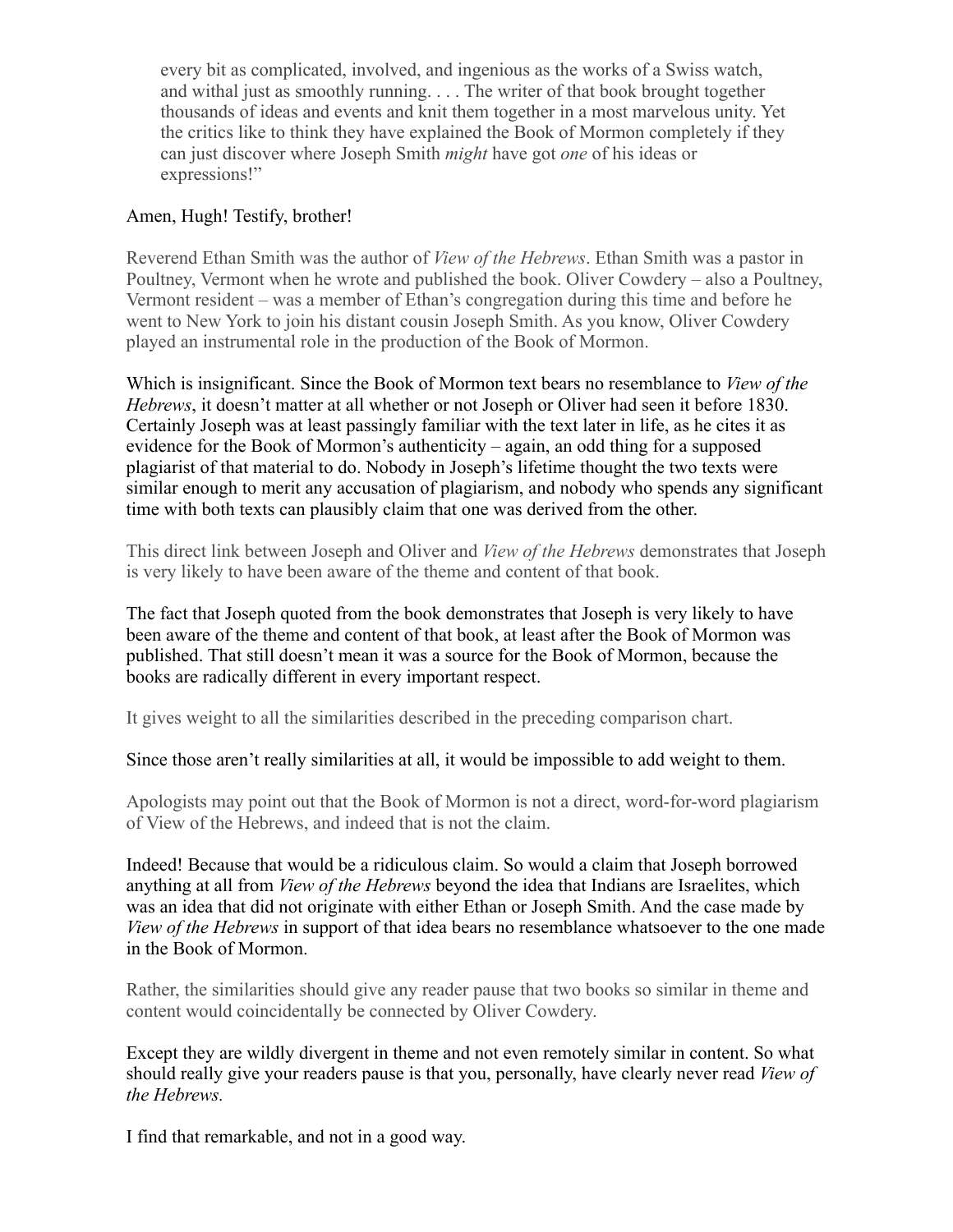> every bit as complicated, involved, and ingenious as the works of a Swiss watch, and withal just as smoothly running. . . . The writer of that book brought together thousands of ideas and events and knit them together in a most marvelous unity. Yet the critics like to think they have explained the Book of Mormon completely if they can just discover where Joseph Smith *might* have got *one* of his ideas or expressions!"

Amen, Hugh! Testify, brother!

Reverend Ethan Smith was the author of *View of the Hebrews*. Ethan Smith was a pastor in Poultney, Vermont when he wrote and published the book. Oliver Cowdery – also a Poultney, Vermont resident – was a member of Ethan's congregation during this time and before he went to New York to join his distant cousin Joseph Smith. As you know, Oliver Cowdery played an instrumental role in the production of the Book of Mormon.

Which is insignificant. Since the Book of Mormon text bears no resemblance to *View of the Hebrews*, it doesn't matter at all whether or not Joseph or Oliver had seen it before 1830. Certainly Joseph was at least passingly familiar with the text later in life, as he cites it as evidence for the Book of Mormon's authenticity – again, an odd thing for a supposed plagiarist of that material to do. Nobody in Joseph's lifetime thought the two texts were similar enough to merit any accusation of plagiarism, and nobody who spends any significant time with both texts can plausibly claim that one was derived from the other.

This direct link between Joseph and Oliver and *View of the Hebrews* demonstrates that Joseph is very likely to have been aware of the theme and content of that book.

The fact that Joseph quoted from the book demonstrates that Joseph is very likely to have been aware of the theme and content of that book, at least after the Book of Mormon was published. That still doesn't mean it was a source for the Book of Mormon, because the books are radically different in every important respect.

It gives weight to all the similarities described in the preceding comparison chart.

Since those aren't really similarities at all, it would be impossible to add weight to them.

Apologists may point out that the Book of Mormon is not a direct, word-for-word plagiarism of View of the Hebrews, and indeed that is not the claim.

Indeed! Because that would be a ridiculous claim. So would a claim that Joseph borrowed anything at all from *View of the Hebrews* beyond the idea that Indians are Israelites, which was an idea that did not originate with either Ethan or Joseph Smith. And the case made by *View of the Hebrews* in support of that idea bears no resemblance whatsoever to the one made in the Book of Mormon.

Rather, the similarities should give any reader pause that two books so similar in theme and content would coincidentally be connected by Oliver Cowdery.

Except they are wildly divergent in theme and not even remotely similar in content. So what should really give your readers pause is that you, personally, have clearly never read *View of the Hebrews.*

I find that remarkable, and not in a good way.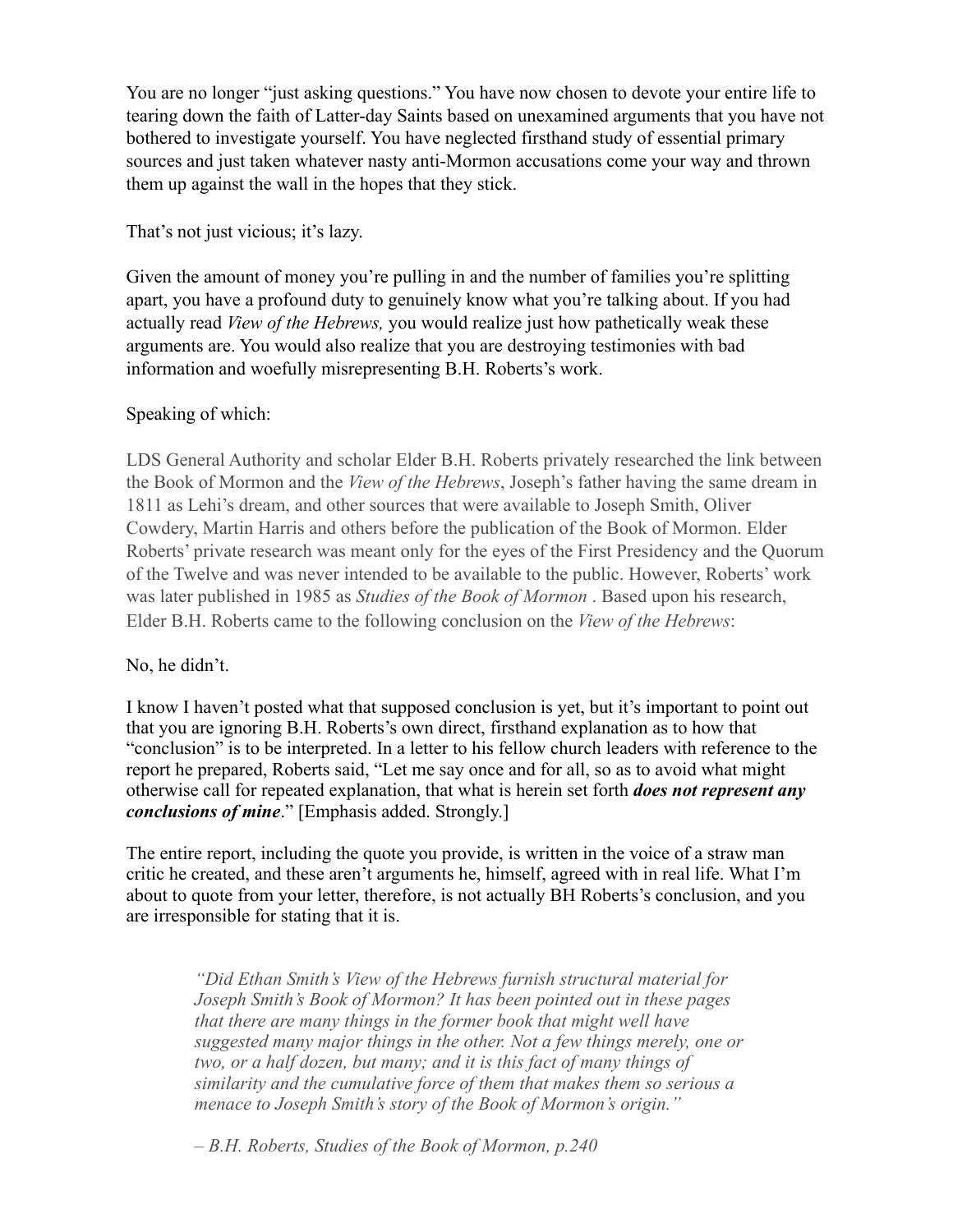You are no longer "just asking questions." You have now chosen to devote your entire life to tearing down the faith of Latter-day Saints based on unexamined arguments that you have not bothered to investigate yourself. You have neglected firsthand study of essential primary sources and just taken whatever nasty anti-Mormon accusations come your way and thrown them up against the wall in the hopes that they stick.

That's not just vicious; it's lazy.

Given the amount of money you're pulling in and the number of families you're splitting apart, you have a profound duty to genuinely know what you're talking about. If you had actually read *View of the Hebrews,* you would realize just how pathetically weak these arguments are. You would also realize that you are destroying testimonies with bad information and woefully misrepresenting B.H. Roberts's work.

Speaking of which:

LDS General Authority and scholar Elder B.H. Roberts privately researched the link between the Book of Mormon and the *View of the Hebrews*, Joseph's father having the same dream in 1811 as Lehi's dream, and other sources that were available to Joseph Smith, Oliver Cowdery, Martin Harris and others before the publication of the Book of Mormon. Elder Roberts' private research was meant only for the eyes of the First Presidency and the Quorum of the Twelve and was never intended to be available to the public. However, Roberts' work was later published in 1985 as *Studies of the Book of Mormon* . Based upon his research, Elder B.H. Roberts came to the following conclusion on the *View of the Hebrews*:

No, he didn't.

I know I haven't posted what that supposed conclusion is yet, but it's important to point out that you are ignoring B.H. Roberts's own direct, firsthand explanation as to how that "conclusion" is to be interpreted. In a letter to his fellow church leaders with reference to the report he prepared, Roberts said, "Let me say once and for all, so as to avoid what might otherwise call for repeated explanation, that what is herein set forth ***does not represent any conclusions of mine***." [Emphasis added. Strongly.]

The entire report, including the quote you provide, is written in the voice of a straw man critic he created, and these aren't arguments he, himself, agreed with in real life. What I'm about to quote from your letter, therefore, is not actually BH Roberts's conclusion, and you are irresponsible for stating that it is.

> *"Did Ethan Smith's View of the Hebrews furnish structural material for Joseph Smith's Book of Mormon? It has been pointed out in these pages that there are many things in the former book that might well have suggested many major things in the other. Not a few things merely, one or two, or a half dozen, but many; and it is this fact of many things of similarity and the cumulative force of them that makes them so serious a menace to Joseph Smith's story of the Book of Mormon's origin."*
>
> *– B.H. Roberts, Studies of the Book of Mormon, p.240*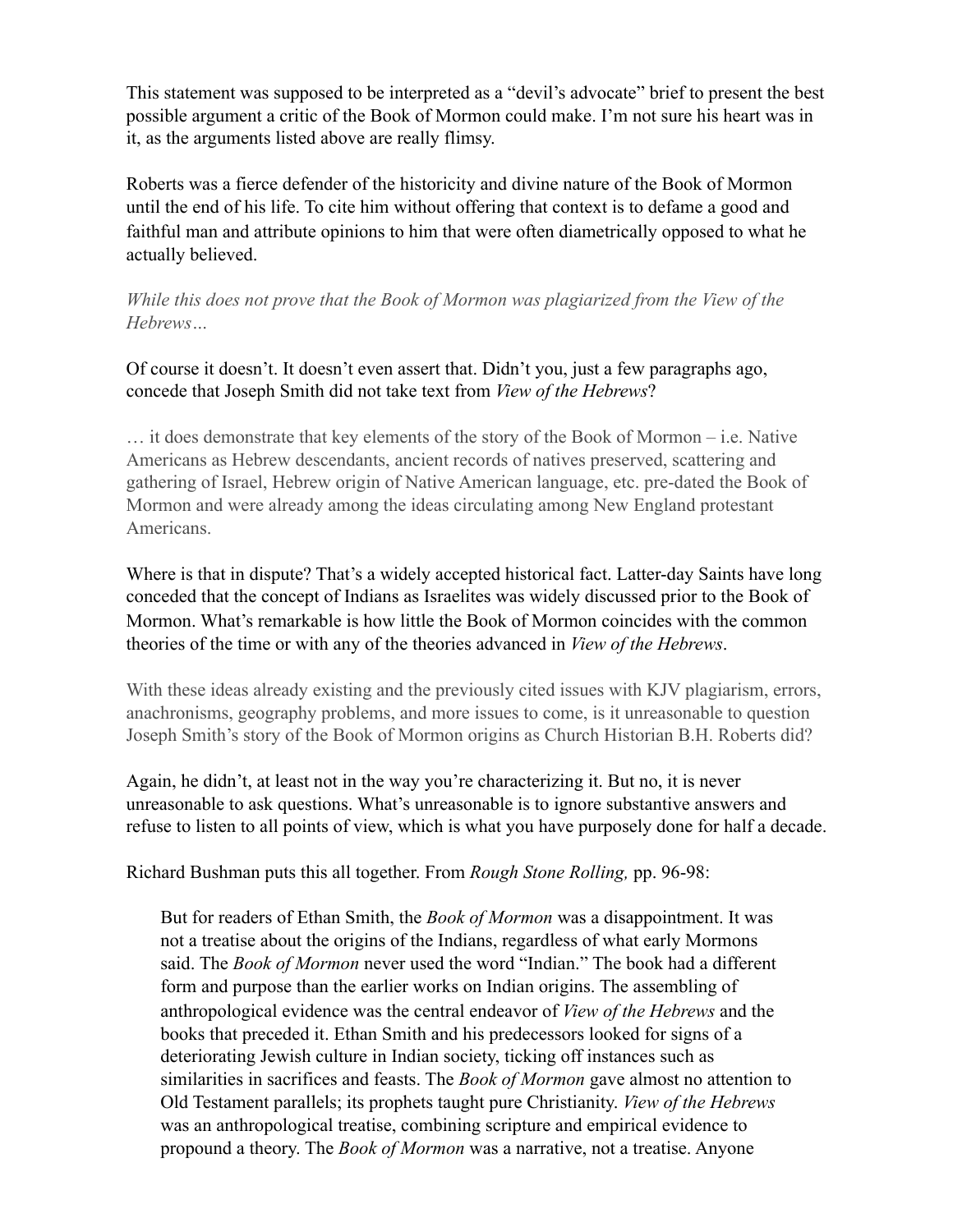This statement was supposed to be interpreted as a "devil's advocate" brief to present the best possible argument a critic of the Book of Mormon could make. I'm not sure his heart was in it, as the arguments listed above are really flimsy.

Roberts was a fierce defender of the historicity and divine nature of the Book of Mormon until the end of his life. To cite him without offering that context is to defame a good and faithful man and attribute opinions to him that were often diametrically opposed to what he actually believed.

*While this does not prove that the Book of Mormon was plagiarized from the View of the Hebrews…*

Of course it doesn't. It doesn't even assert that. Didn't you, just a few paragraphs ago, concede that Joseph Smith did not take text from *View of the Hebrews*?

… it does demonstrate that key elements of the story of the Book of Mormon – i.e. Native Americans as Hebrew descendants, ancient records of natives preserved, scattering and gathering of Israel, Hebrew origin of Native American language, etc. pre-dated the Book of Mormon and were already among the ideas circulating among New England protestant Americans.

Where is that in dispute? That's a widely accepted historical fact. Latter-day Saints have long conceded that the concept of Indians as Israelites was widely discussed prior to the Book of Mormon. What's remarkable is how little the Book of Mormon coincides with the common theories of the time or with any of the theories advanced in *View of the Hebrews*.

With these ideas already existing and the previously cited issues with KJV plagiarism, errors, anachronisms, geography problems, and more issues to come, is it unreasonable to question Joseph Smith's story of the Book of Mormon origins as Church Historian B.H. Roberts did?

Again, he didn't, at least not in the way you're characterizing it. But no, it is never unreasonable to ask questions. What's unreasonable is to ignore substantive answers and refuse to listen to all points of view, which is what you have purposely done for half a decade.

Richard Bushman puts this all together. From *Rough Stone Rolling,* pp. 96-98:

> But for readers of Ethan Smith, the *Book of Mormon* was a disappointment. It was not a treatise about the origins of the Indians, regardless of what early Mormons said. The *Book of Mormon* never used the word "Indian." The book had a different form and purpose than the earlier works on Indian origins. The assembling of anthropological evidence was the central endeavor of *View of the Hebrews* and the books that preceded it. Ethan Smith and his predecessors looked for signs of a deteriorating Jewish culture in Indian society, ticking off instances such as similarities in sacrifices and feasts. The *Book of Mormon* gave almost no attention to Old Testament parallels; its prophets taught pure Christianity. *View of the Hebrews* was an anthropological treatise, combining scripture and empirical evidence to propound a theory. The *Book of Mormon* was a narrative, not a treatise. Anyone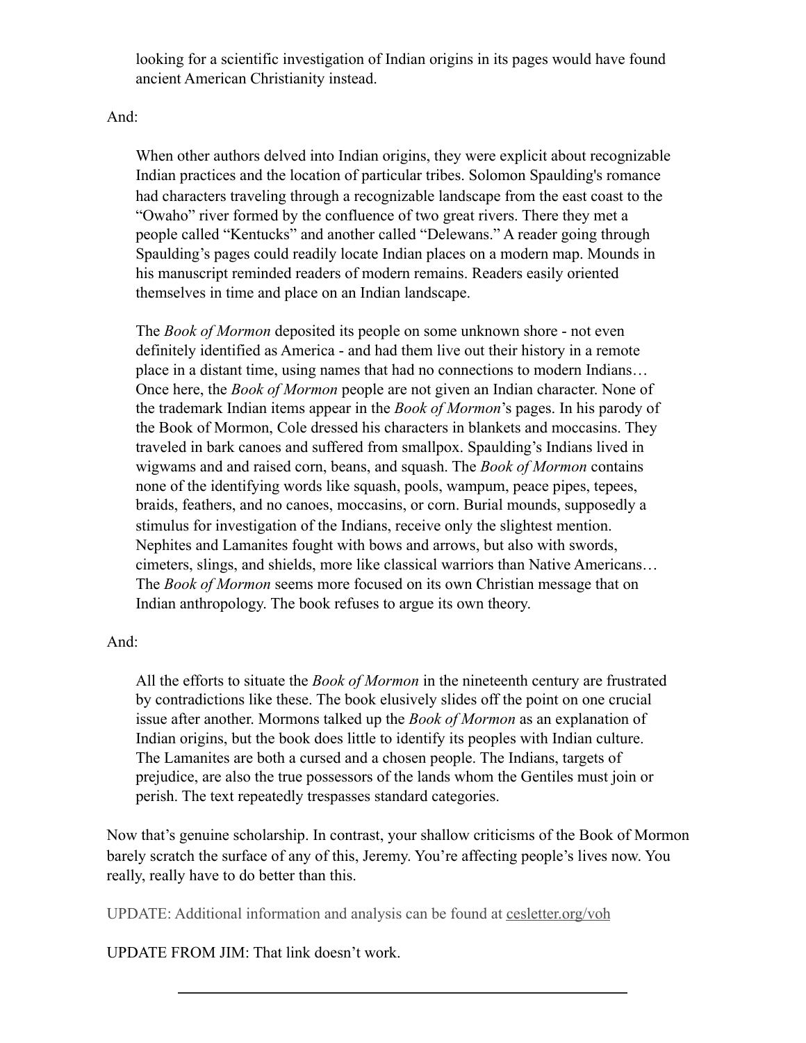> looking for a scientific investigation of Indian origins in its pages would have found ancient American Christianity instead.

And:

> When other authors delved into Indian origins, they were explicit about recognizable Indian practices and the location of particular tribes. Solomon Spaulding's romance had characters traveling through a recognizable landscape from the east coast to the "Owaho" river formed by the confluence of two great rivers. There they met a people called "Kentucks" and another called "Delewans." A reader going through Spaulding's pages could readily locate Indian places on a modern map. Mounds in his manuscript reminded readers of modern remains. Readers easily oriented themselves in time and place on an Indian landscape.
>
> The *Book of Mormon* deposited its people on some unknown shore - not even definitely identified as America - and had them live out their history in a remote place in a distant time, using names that had no connections to modern Indians… Once here, the *Book of Mormon* people are not given an Indian character. None of the trademark Indian items appear in the *Book of Mormon*'s pages. In his parody of the Book of Mormon, Cole dressed his characters in blankets and moccasins. They traveled in bark canoes and suffered from smallpox. Spaulding's Indians lived in wigwams and and raised corn, beans, and squash. The *Book of Mormon* contains none of the identifying words like squash, pools, wampum, peace pipes, tepees, braids, feathers, and no canoes, moccasins, or corn. Burial mounds, supposedly a stimulus for investigation of the Indians, receive only the slightest mention. Nephites and Lamanites fought with bows and arrows, but also with swords, cimeters, slings, and shields, more like classical warriors than Native Americans… The *Book of Mormon* seems more focused on its own Christian message that on Indian anthropology. The book refuses to argue its own theory.

And:

> All the efforts to situate the *Book of Mormon* in the nineteenth century are frustrated by contradictions like these. The book elusively slides off the point on one crucial issue after another. Mormons talked up the *Book of Mormon* as an explanation of Indian origins, but the book does little to identify its peoples with Indian culture. The Lamanites are both a cursed and a chosen people. The Indians, targets of prejudice, are also the true possessors of the lands whom the Gentiles must join or perish. The text repeatedly trespasses standard categories.

Now that's genuine scholarship. In contrast, your shallow criticisms of the Book of Mormon barely scratch the surface of any of this, Jeremy. You're affecting people's lives now. You really, really have to do better than this.

UPDATE: Additional information and analysis can be found at cesletter.org/voh

UPDATE FROM JIM: That link doesn't work.

---